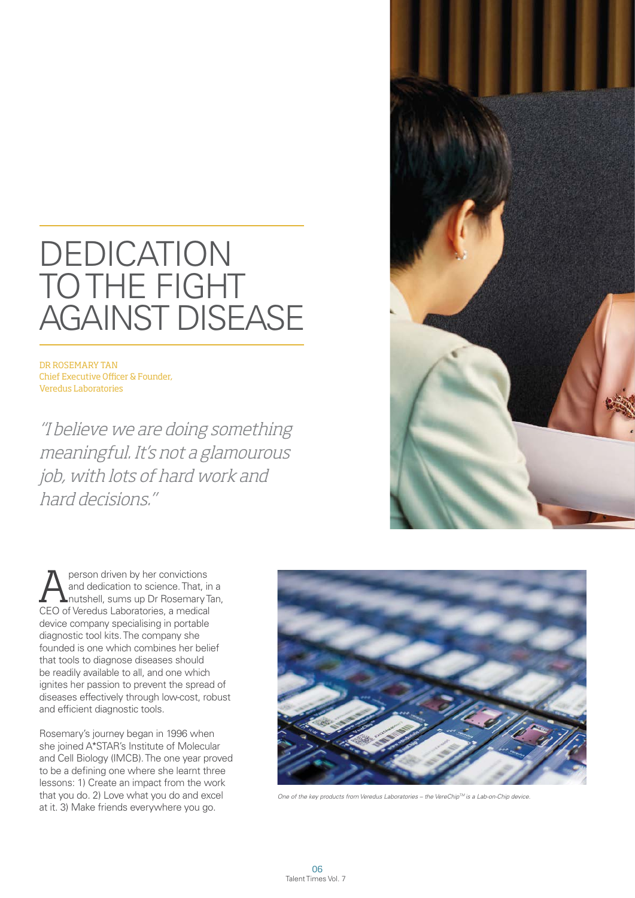# DEDICATION TO THE FIGHT AGAINST DISEASE

DR ROSEMARY TAN
Chief Executive Officer & Founder,
Veredus Laboratories

*"I believe we are doing something meaningful. It's not a glamourous job, with lots of hard work and hard decisions."*

A person driven by her convictions and dedication to science. That, in a nutshell, sums up Dr Rosemary Tan, CEO of Veredus Laboratories, a medical device company specialising in portable diagnostic tool kits. The company she founded is one which combines her belief that tools to diagnose diseases should be readily available to all, and one which ignites her passion to prevent the spread of diseases effectively through low-cost, robust and efficient diagnostic tools.

Rosemary's journey began in 1996 when she joined A*STAR's Institute of Molecular and Cell Biology (IMCB). The one year proved to be a defining one where she learnt three lessons: 1) Create an impact from the work that you do. 2) Love what you do and excel at it. 3) Make friends everywhere you go.

*One of the key products from Veredus Laboratories – the VereChip™ is a Lab-on-Chip device.*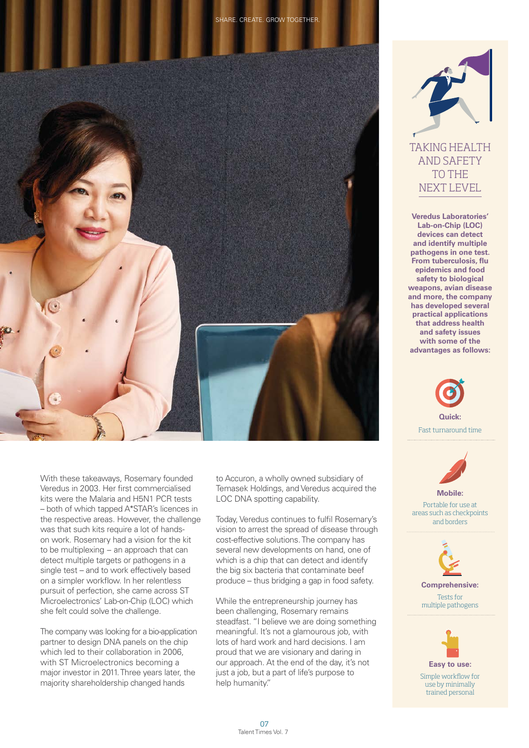With these takeaways, Rosemary founded Veredus in 2003. Her first commercialised kits were the Malaria and H5N1 PCR tests – both of which tapped A*STAR's licences in the respective areas. However, the challenge was that such kits require a lot of hands-on work. Rosemary had a vision for the kit to be multiplexing – an approach that can detect multiple targets or pathogens in a single test – and to work effectively based on a simpler workflow. In her relentless pursuit of perfection, she came across ST Microelectronics' Lab-on-Chip (LOC) which she felt could solve the challenge.

The company was looking for a bio-application partner to design DNA panels on the chip which led to their collaboration in 2006, with ST Microelectronics becoming a major investor in 2011. Three years later, the majority shareholdership changed hands to Accuron, a wholly owned subsidiary of Temasek Holdings, and Veredus acquired the LOC DNA spotting capability.

Today, Veredus continues to fulfil Rosemary's vision to arrest the spread of disease through cost-effective solutions. The company has several new developments on hand, one of which is a chip that can detect and identify the big six bacteria that contaminate beef produce – thus bridging a gap in food safety.

While the entrepreneurship journey has been challenging, Rosemary remains steadfast. "I believe we are doing something meaningful. It's not a glamourous job, with lots of hard work and hard decisions. I am proud that we are visionary and daring in our approach. At the end of the day, it's not just a job, but a part of life's purpose to help humanity."

## TAKING HEALTH AND SAFETY TO THE NEXT LEVEL

**Veredus Laboratories' Lab-on-Chip (LOC) devices can detect and identify multiple pathogens in one test. From tuberculosis, flu epidemics and food safety to biological weapons, avian disease and more, the company has developed several practical applications that address health and safety issues with some of the advantages as follows:**

**Quick:**
Fast turnaround time

**Mobile:**
Portable for use at areas such as checkpoints and borders

**Comprehensive:**
Tests for multiple pathogens

**Easy to use:**
Simple workflow for use by minimally trained personal